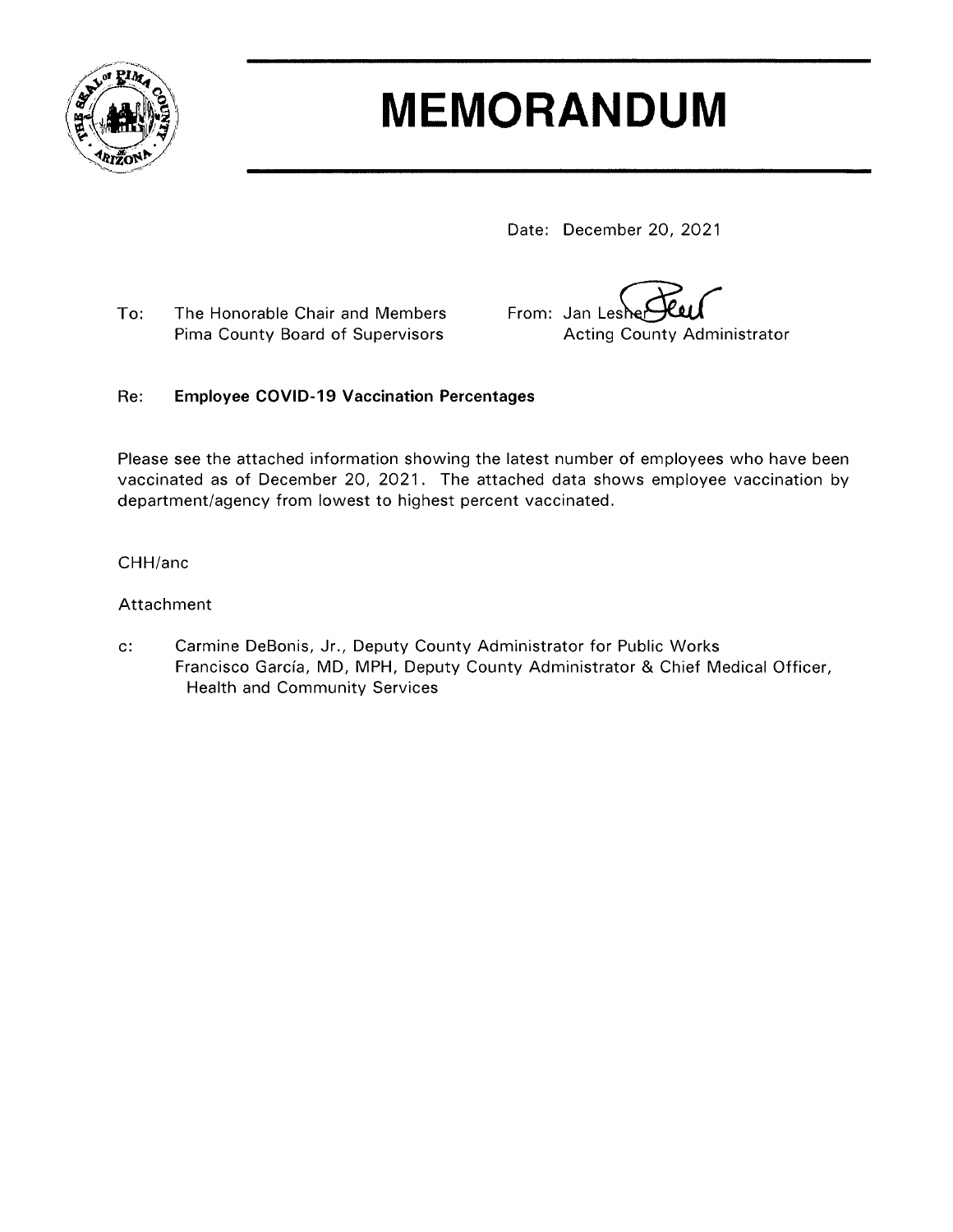# MEMORANDUM

Date: December 20, 2021

To: The Honorable Chair and Members
Pima County Board of Supervisors

From: Jan Lesher
Acting County Administrator

Re: **Employee COVID-19 Vaccination Percentages**

Please see the attached information showing the latest number of employees who have been vaccinated as of December 20, 2021. The attached data shows employee vaccination by department/agency from lowest to highest percent vaccinated.

CHH/anc

Attachment

c: Carmine DeBonis, Jr., Deputy County Administrator for Public Works
Francisco García, MD, MPH, Deputy County Administrator & Chief Medical Officer, Health and Community Services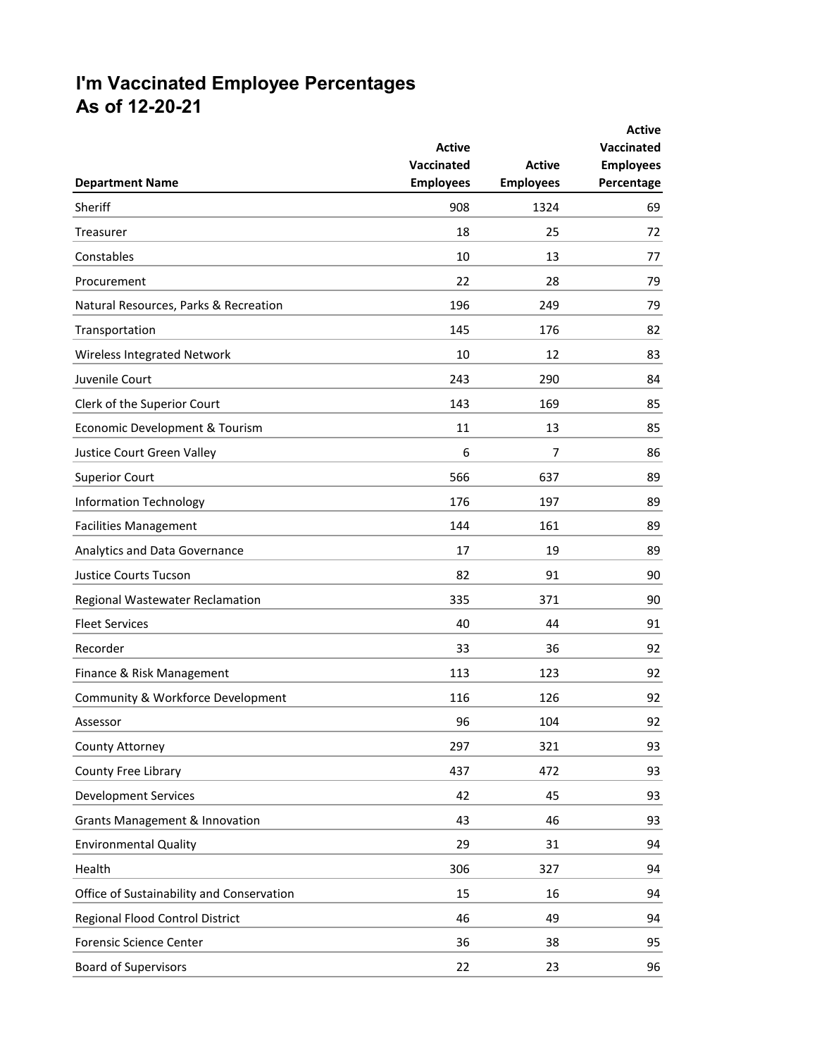# I'm Vaccinated Employee Percentages
## As of 12-20-21

| Department Name | Active Vaccinated Employees | Active Employees | Active Vaccinated Employees Percentage |
|---|---|---|---|
| Sheriff | 908 | 1324 | 69 |
| Treasurer | 18 | 25 | 72 |
| Constables | 10 | 13 | 77 |
| Procurement | 22 | 28 | 79 |
| Natural Resources, Parks & Recreation | 196 | 249 | 79 |
| Transportation | 145 | 176 | 82 |
| Wireless Integrated Network | 10 | 12 | 83 |
| Juvenile Court | 243 | 290 | 84 |
| Clerk of the Superior Court | 143 | 169 | 85 |
| Economic Development & Tourism | 11 | 13 | 85 |
| Justice Court Green Valley | 6 | 7 | 86 |
| Superior Court | 566 | 637 | 89 |
| Information Technology | 176 | 197 | 89 |
| Facilities Management | 144 | 161 | 89 |
| Analytics and Data Governance | 17 | 19 | 89 |
| Justice Courts Tucson | 82 | 91 | 90 |
| Regional Wastewater Reclamation | 335 | 371 | 90 |
| Fleet Services | 40 | 44 | 91 |
| Recorder | 33 | 36 | 92 |
| Finance & Risk Management | 113 | 123 | 92 |
| Community & Workforce Development | 116 | 126 | 92 |
| Assessor | 96 | 104 | 92 |
| County Attorney | 297 | 321 | 93 |
| County Free Library | 437 | 472 | 93 |
| Development Services | 42 | 45 | 93 |
| Grants Management & Innovation | 43 | 46 | 93 |
| Environmental Quality | 29 | 31 | 94 |
| Health | 306 | 327 | 94 |
| Office of Sustainability and Conservation | 15 | 16 | 94 |
| Regional Flood Control District | 46 | 49 | 94 |
| Forensic Science Center | 36 | 38 | 95 |
| Board of Supervisors | 22 | 23 | 96 |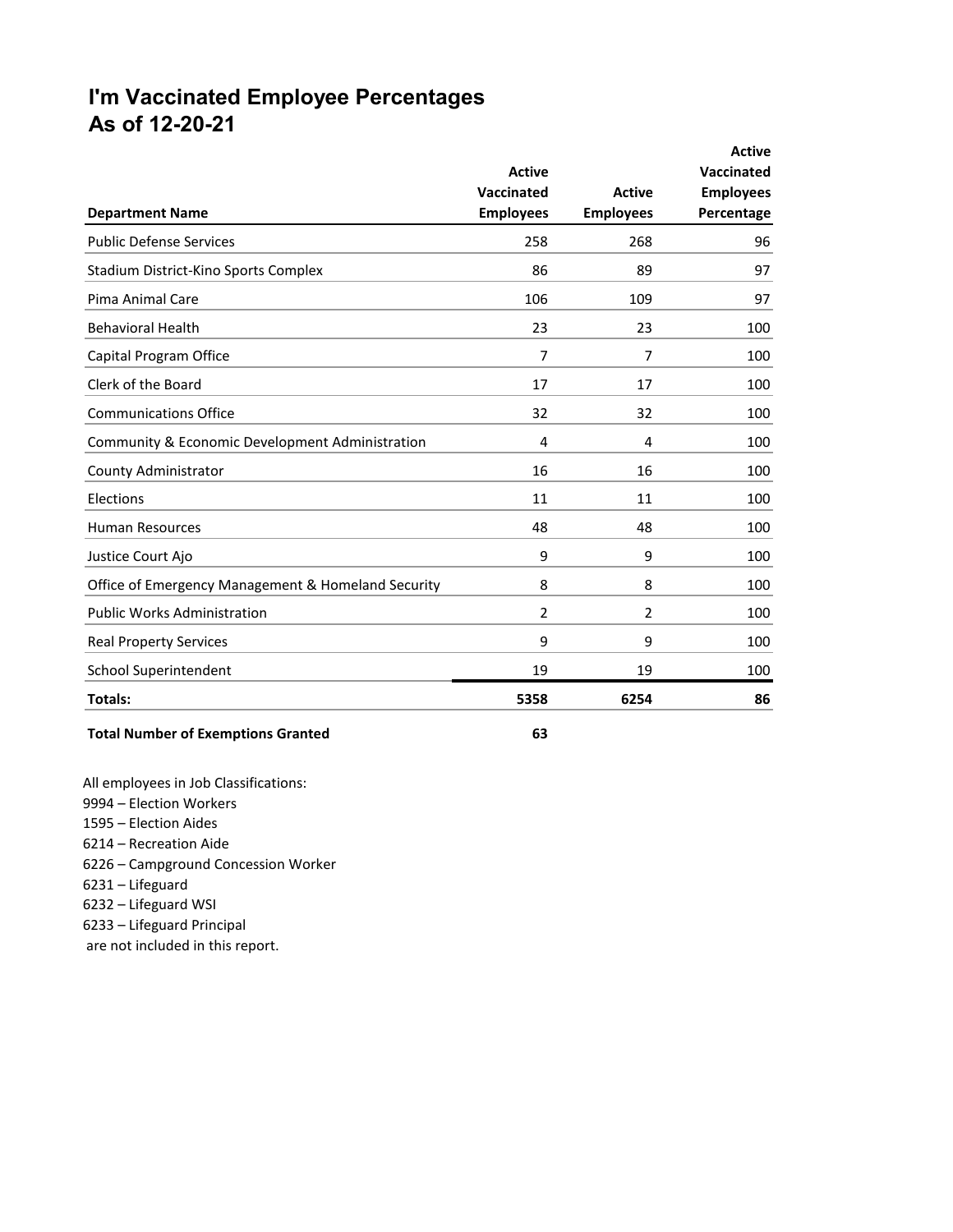# I'm Vaccinated Employee Percentages
## As of 12-20-21

| Department Name | Active Vaccinated Employees | Active Employees | Active Vaccinated Employees Percentage |
|---|---|---|---|
| Public Defense Services | 258 | 268 | 96 |
| Stadium District-Kino Sports Complex | 86 | 89 | 97 |
| Pima Animal Care | 106 | 109 | 97 |
| Behavioral Health | 23 | 23 | 100 |
| Capital Program Office | 7 | 7 | 100 |
| Clerk of the Board | 17 | 17 | 100 |
| Communications Office | 32 | 32 | 100 |
| Community & Economic Development Administration | 4 | 4 | 100 |
| County Administrator | 16 | 16 | 100 |
| Elections | 11 | 11 | 100 |
| Human Resources | 48 | 48 | 100 |
| Justice Court Ajo | 9 | 9 | 100 |
| Office of Emergency Management & Homeland Security | 8 | 8 | 100 |
| Public Works Administration | 2 | 2 | 100 |
| Real Property Services | 9 | 9 | 100 |
| School Superintendent | 19 | 19 | 100 |
| **Totals:** | **5358** | **6254** | **86** |
| **Total Number of Exemptions Granted** | **63** | | |

All employees in Job Classifications:
9994 – Election Workers
1595 – Election Aides
6214 – Recreation Aide
6226 – Campground Concession Worker
6231 – Lifeguard
6232 – Lifeguard WSI
6233 – Lifeguard Principal
are not included in this report.